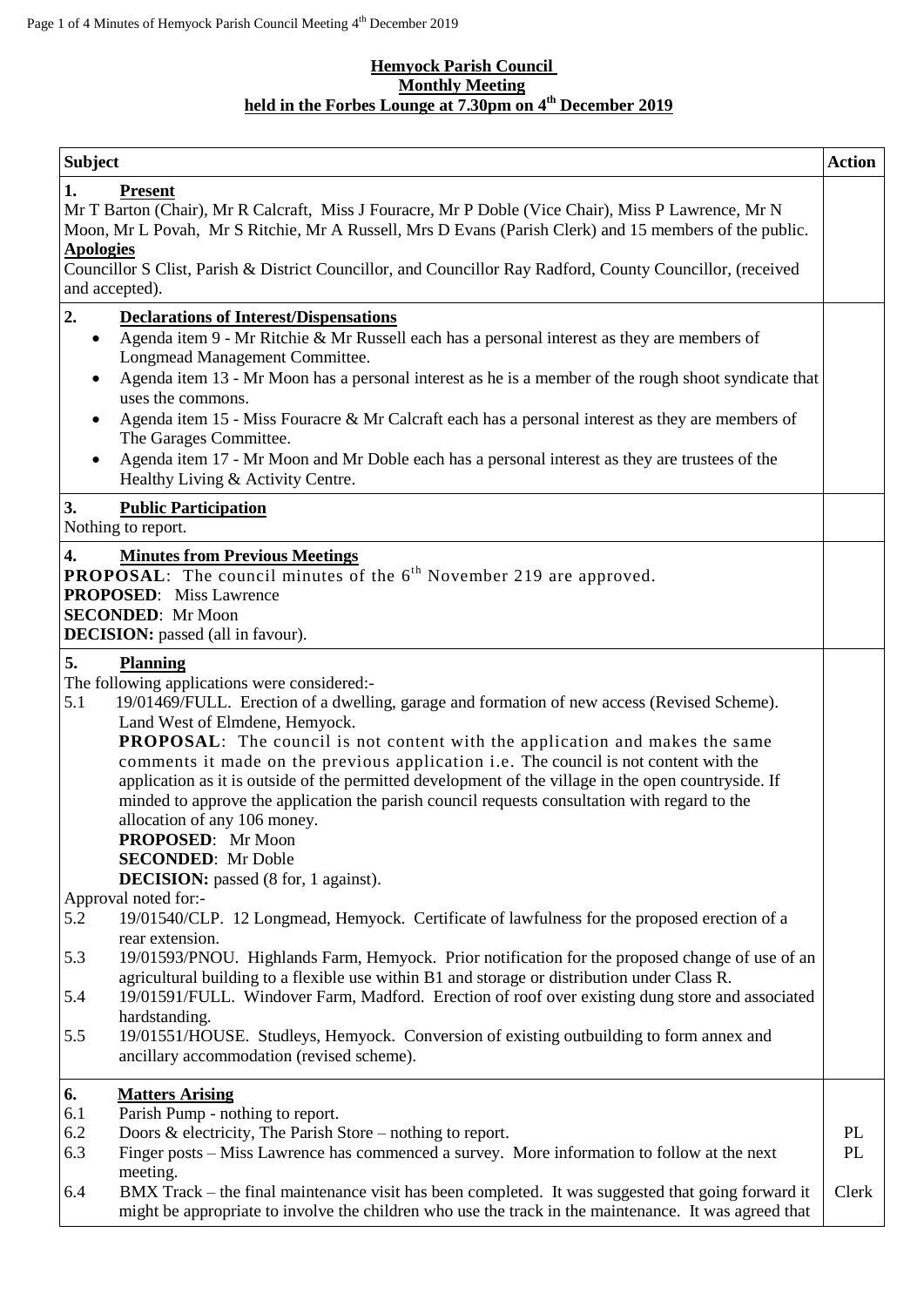**Hemyock Parish Council**
**Monthly Meeting**
**held in the Forbes Lounge at 7.30pm on 4th December 2019**

| Subject | Action |
|---|---|
| **1. Present**<br>Mr T Barton (Chair), Mr R Calcraft, Miss J Fouracre, Mr P Doble (Vice Chair), Miss P Lawrence, Mr N Moon, Mr L Povah, Mr S Ritchie, Mr A Russell, Mrs D Evans (Parish Clerk) and 15 members of the public.<br>**Apologies**<br>Councillor S Clist, Parish & District Councillor, and Councillor Ray Radford, County Councillor, (received and accepted). | |
| **2. Declarations of Interest/Dispensations**<br>• Agenda item 9 - Mr Ritchie & Mr Russell each has a personal interest as they are members of Longmead Management Committee.<br>• Agenda item 13 - Mr Moon has a personal interest as he is a member of the rough shoot syndicate that uses the commons.<br>• Agenda item 15 - Miss Fouracre & Mr Calcraft each has a personal interest as they are members of The Garages Committee.<br>• Agenda item 17 - Mr Moon and Mr Doble each has a personal interest as they are trustees of the Healthy Living & Activity Centre. | |
| **3. Public Participation**<br>Nothing to report. | |
| **4. Minutes from Previous Meetings**<br>**PROPOSAL**: The council minutes of the 6th November 219 are approved.<br>**PROPOSED**: Miss Lawrence<br>**SECONDED**: Mr Moon<br>**DECISION:** passed (all in favour). | |
| **5. Planning**<br>The following applications were considered:-<br>5.1 19/01469/FULL. Erection of a dwelling, garage and formation of new access (Revised Scheme). Land West of Elmdene, Hemyock.<br>**PROPOSAL**: The council is not content with the application and makes the same comments it made on the previous application i.e. The council is not content with the application as it is outside of the permitted development of the village in the open countryside. If minded to approve the application the parish council requests consultation with regard to the allocation of any 106 money.<br>**PROPOSED**: Mr Moon<br>**SECONDED**: Mr Doble<br>**DECISION:** passed (8 for, 1 against).<br>Approval noted for:-<br>5.2 19/01540/CLP. 12 Longmead, Hemyock. Certificate of lawfulness for the proposed erection of a rear extension.<br>5.3 19/01593/PNOU. Highlands Farm, Hemyock. Prior notification for the proposed change of use of an agricultural building to a flexible use within B1 and storage or distribution under Class R.<br>5.4 19/01591/FULL. Windover Farm, Madford. Erection of roof over existing dung store and associated hardstanding.<br>5.5 19/01551/HOUSE. Studleys, Hemyock. Conversion of existing outbuilding to form annex and ancillary accommodation (revised scheme). | |
| **6. Matters Arising**<br>6.1 Parish Pump - nothing to report.<br>6.2 Doors & electricity, The Parish Store – nothing to report.<br>6.3 Finger posts – Miss Lawrence has commenced a survey. More information to follow at the next meeting.<br>6.4 BMX Track – the final maintenance visit has been completed. It was suggested that going forward it might be appropriate to involve the children who use the track in the maintenance. It was agreed that | PL<br>PL<br>Clerk |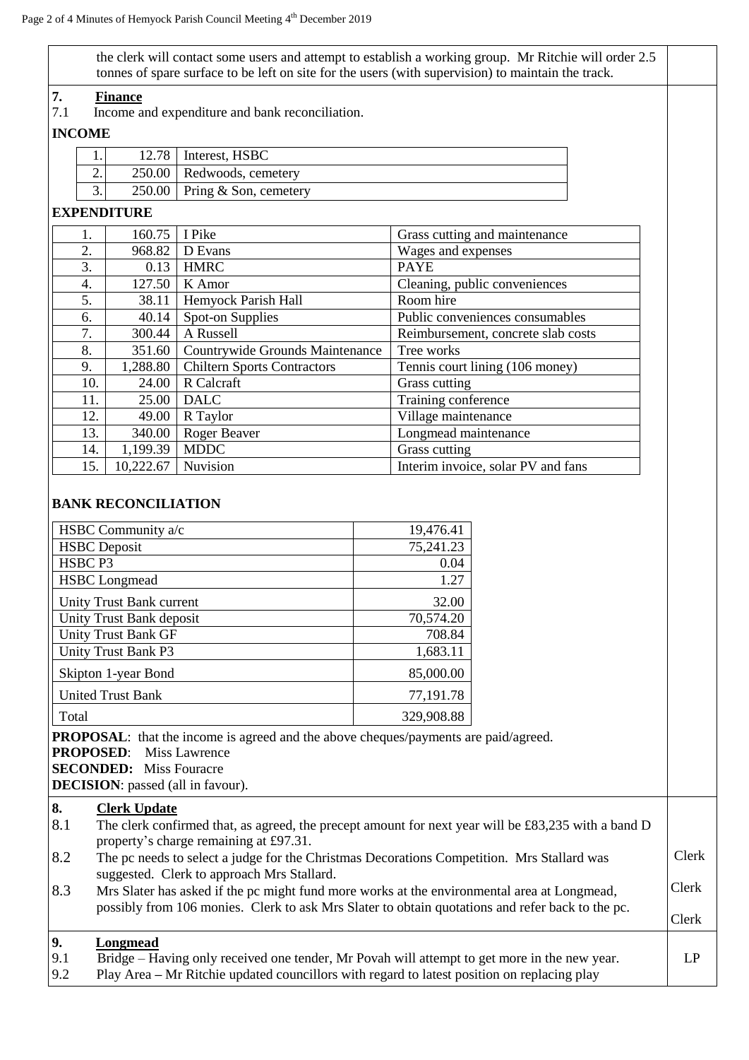the clerk will contact some users and attempt to establish a working group. Mr Ritchie will order 2.5 tonnes of spare surface to be left on site for the users (with supervision) to maintain the track.

## 7. Finance

7.1 Income and expenditure and bank reconciliation.

**INCOME**

| | | |
|---|---|---|
| 1. | 12.78 | Interest, HSBC |
| 2. | 250.00 | Redwoods, cemetery |
| 3. | 250.00 | Pring & Son, cemetery |

**EXPENDITURE**

| | | | |
|---|---|---|---|
| 1. | 160.75 | I Pike | Grass cutting and maintenance |
| 2. | 968.82 | D Evans | Wages and expenses |
| 3. | 0.13 | HMRC | PAYE |
| 4. | 127.50 | K Amor | Cleaning, public conveniences |
| 5. | 38.11 | Hemyock Parish Hall | Room hire |
| 6. | 40.14 | Spot-on Supplies | Public conveniences consumables |
| 7. | 300.44 | A Russell | Reimbursement, concrete slab costs |
| 8. | 351.60 | Countrywide Grounds Maintenance | Tree works |
| 9. | 1,288.80 | Chiltern Sports Contractors | Tennis court lining (106 money) |
| 10. | 24.00 | R Calcraft | Grass cutting |
| 11. | 25.00 | DALC | Training conference |
| 12. | 49.00 | R Taylor | Village maintenance |
| 13. | 340.00 | Roger Beaver | Longmead maintenance |
| 14. | 1,199.39 | MDDC | Grass cutting |
| 15. | 10,222.67 | Nuvision | Interim invoice, solar PV and fans |

**BANK RECONCILIATION**

| | |
|---|---|
| HSBC Community a/c | 19,476.41 |
| HSBC Deposit | 75,241.23 |
| HSBC P3 | 0.04 |
| HSBC Longmead | 1.27 |
| Unity Trust Bank current | 32.00 |
| Unity Trust Bank deposit | 70,574.20 |
| Unity Trust Bank GF | 708.84 |
| Unity Trust Bank P3 | 1,683.11 |
| Skipton 1-year Bond | 85,000.00 |
| United Trust Bank | 77,191.78 |
| Total | 329,908.88 |

**PROPOSAL**: that the income is agreed and the above cheques/payments are paid/agreed.
**PROPOSED**: Miss Lawrence
**SECONDED:** Miss Fouracre
**DECISION**: passed (all in favour).

## 8. Clerk Update

8.1 The clerk confirmed that, as agreed, the precept amount for next year will be £83,235 with a band D property's charge remaining at £97.31.

8.2 The pc needs to select a judge for the Christmas Decorations Competition. Mrs Stallard was suggested. Clerk to approach Mrs Stallard. — Clerk

8.3 Mrs Slater has asked if the pc might fund more works at the environmental area at Longmead, possibly from 106 monies. Clerk to ask Mrs Slater to obtain quotations and refer back to the pc. — Clerk

Clerk

## 9. Longmead

9.1 Bridge – Having only received one tender, Mr Povah will attempt to get more in the new year. — LP

9.2 Play Area – Mr Ritchie updated councillors with regard to latest position on replacing play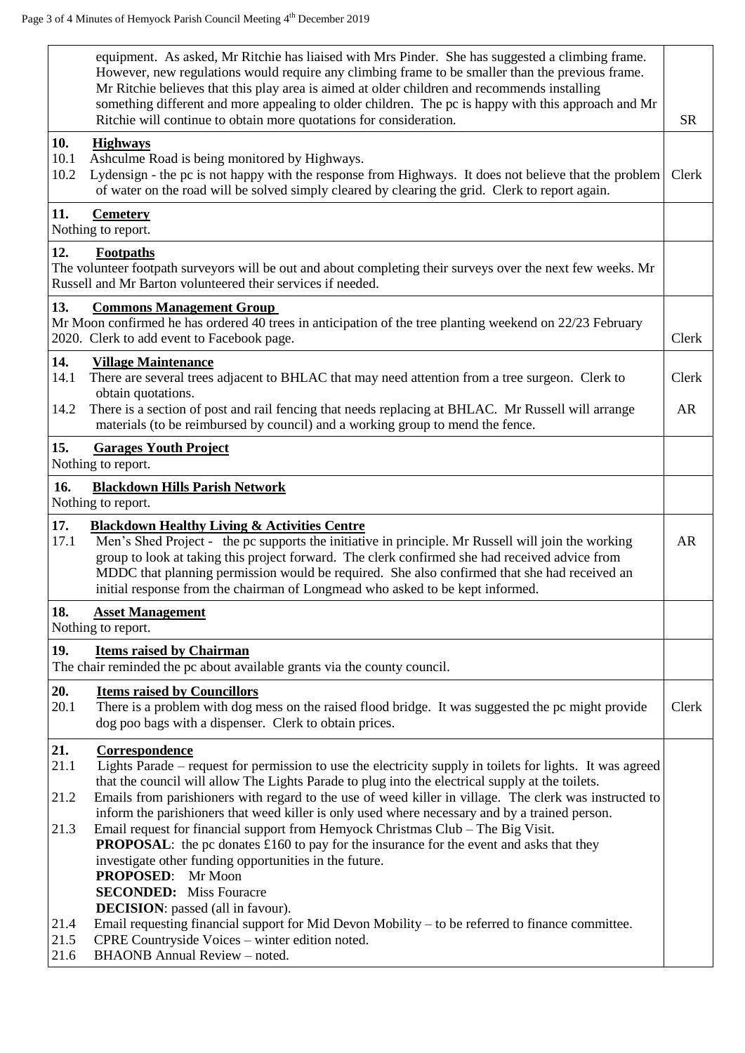| | |
|---|---|
| equipment. As asked, Mr Ritchie has liaised with Mrs Pinder. She has suggested a climbing frame. However, new regulations would require any climbing frame to be smaller than the previous frame. Mr Ritchie believes that this play area is aimed at older children and recommends installing something different and more appealing to older children. The pc is happy with this approach and Mr Ritchie will continue to obtain more quotations for consideration. | SR |
| **10. Highways**<br>10.1 Ashculme Road is being monitored by Highways.<br>10.2 Lydensign - the pc is not happy with the response from Highways. It does not believe that the problem of water on the road will be solved simply cleared by clearing the grid. Clerk to report again. | Clerk |
| **11. Cemetery**<br>Nothing to report. | |
| **12. Footpaths**<br>The volunteer footpath surveyors will be out and about completing their surveys over the next few weeks. Mr Russell and Mr Barton volunteered their services if needed. | |
| **13. Commons Management Group**<br>Mr Moon confirmed he has ordered 40 trees in anticipation of the tree planting weekend on 22/23 February 2020. Clerk to add event to Facebook page. | Clerk |
| **14. Village Maintenance**<br>14.1 There are several trees adjacent to BHLAC that may need attention from a tree surgeon. Clerk to obtain quotations.<br>14.2 There is a section of post and rail fencing that needs replacing at BHLAC. Mr Russell will arrange materials (to be reimbursed by council) and a working group to mend the fence. | Clerk<br><br>AR |
| **15. Garages Youth Project**<br>Nothing to report. | |
| **16. Blackdown Hills Parish Network**<br>Nothing to report. | |
| **17. Blackdown Healthy Living & Activities Centre**<br>17.1 Men's Shed Project - the pc supports the initiative in principle. Mr Russell will join the working group to look at taking this project forward. The clerk confirmed she had received advice from MDDC that planning permission would be required. She also confirmed that she had received an initial response from the chairman of Longmead who asked to be kept informed. | AR |
| **18. Asset Management**<br>Nothing to report. | |
| **19. Items raised by Chairman**<br>The chair reminded the pc about available grants via the county council. | |
| **20. Items raised by Councillors**<br>20.1 There is a problem with dog mess on the raised flood bridge. It was suggested the pc might provide dog poo bags with a dispenser. Clerk to obtain prices. | Clerk |
| **21. Correspondence**<br>21.1 Lights Parade – request for permission to use the electricity supply in toilets for lights. It was agreed that the council will allow The Lights Parade to plug into the electrical supply at the toilets.<br>21.2 Emails from parishioners with regard to the use of weed killer in village. The clerk was instructed to inform the parishioners that weed killer is only used where necessary and by a trained person.<br>21.3 Email request for financial support from Hemyock Christmas Club – The Big Visit.<br>**PROPOSAL**: the pc donates £160 to pay for the insurance for the event and asks that they investigate other funding opportunities in the future.<br>**PROPOSED**: Mr Moon<br>**SECONDED:** Miss Fouracre<br>**DECISION**: passed (all in favour).<br>21.4 Email requesting financial support for Mid Devon Mobility – to be referred to finance committee.<br>21.5 CPRE Countryside Voices – winter edition noted.<br>21.6 BHAONB Annual Review – noted. | |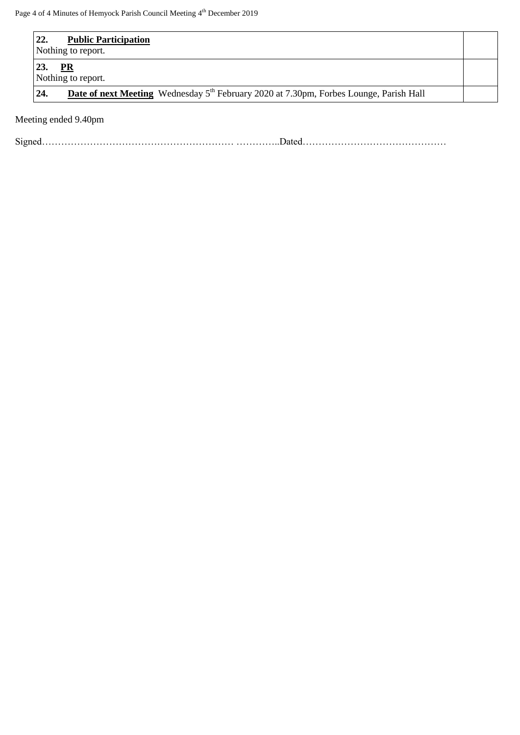| | |
|---|---|
| **22.** <u>**Public Participation**</u><br>Nothing to report. | |
| **23.** <u>**PR**</u><br>Nothing to report. | |
| **24.** <u>**Date of next Meeting**</u> Wednesday 5th February 2020 at 7.30pm, Forbes Lounge, Parish Hall | |

Meeting ended 9.40pm

Signed…………………………………………………… …………..Dated………………………………………